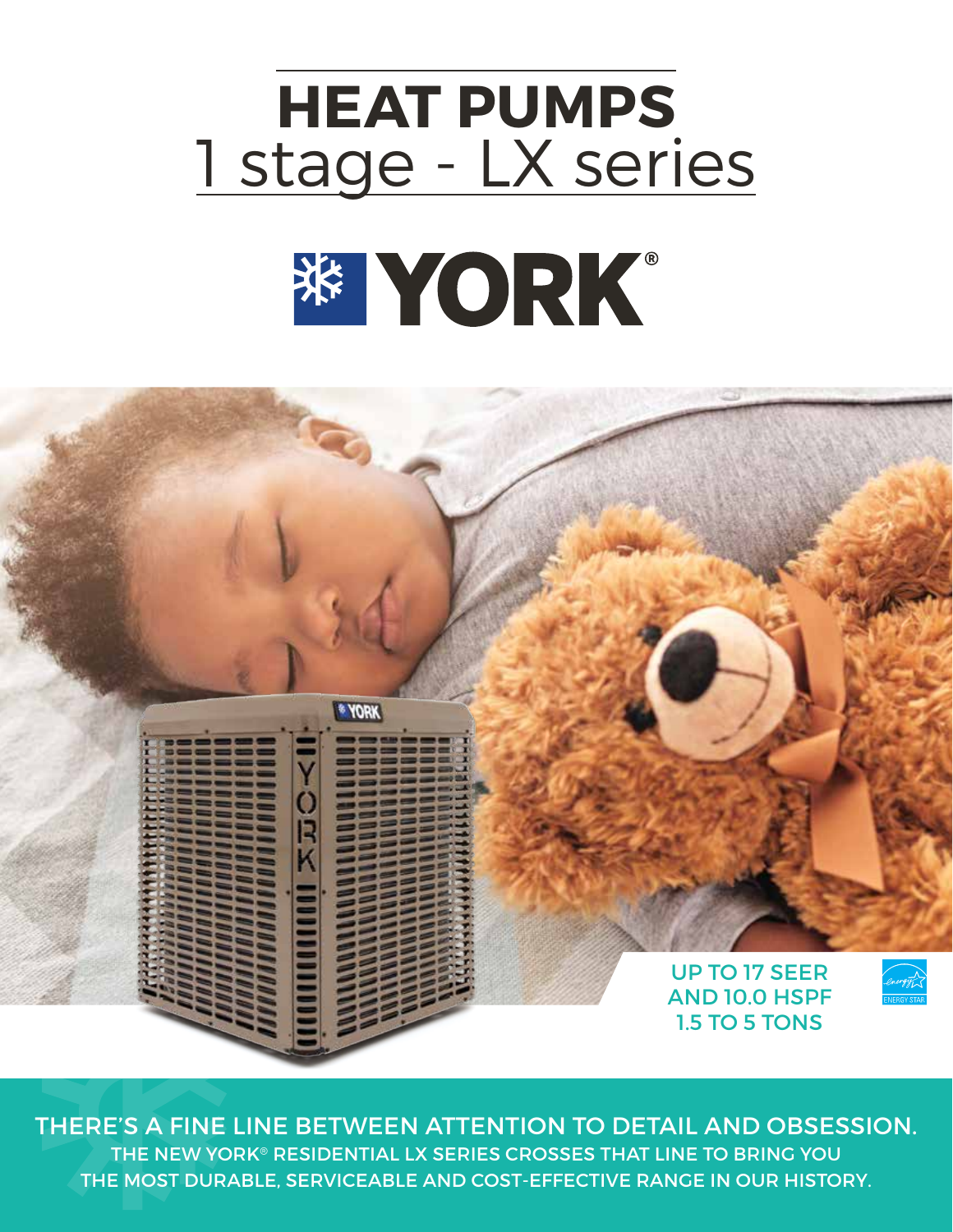# HEAT PUMPS
## 1 stage - LX series

YORK®

UP TO 17 SEER
AND 10.0 HSPF
1.5 TO 5 TONS

THERE'S A FINE LINE BETWEEN ATTENTION TO DETAIL AND OBSESSION.
THE NEW YORK® RESIDENTIAL LX SERIES CROSSES THAT LINE TO BRING YOU THE MOST DURABLE, SERVICEABLE AND COST-EFFECTIVE RANGE IN OUR HISTORY.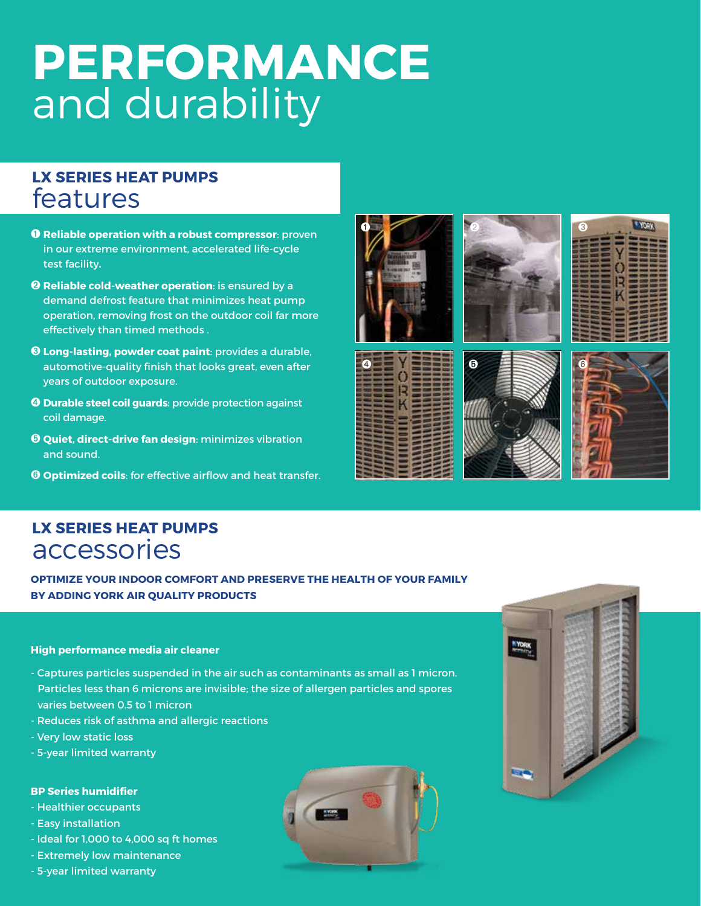# PERFORMANCE and durability

## LX SERIES HEAT PUMPS features

1. **Reliable operation with a robust compressor**: proven in our extreme environment, accelerated life-cycle test facility.
2. **Reliable cold-weather operation**: is ensured by a demand defrost feature that minimizes heat pump operation, removing frost on the outdoor coil far more effectively than timed methods .
3. **Long-lasting, powder coat paint**: provides a durable, automotive-quality finish that looks great, even after years of outdoor exposure.
4. **Durable steel coil guards**: provide protection against coil damage.
5. **Quiet, direct-drive fan design**: minimizes vibration and sound.
6. **Optimized coils**: for effective airflow and heat transfer.

## LX SERIES HEAT PUMPS accessories

**OPTIMIZE YOUR INDOOR COMFORT AND PRESERVE THE HEALTH OF YOUR FAMILY BY ADDING YORK AIR QUALITY PRODUCTS**

**High performance media air cleaner**

- Captures particles suspended in the air such as contaminants as small as 1 micron. Particles less than 6 microns are invisible; the size of allergen particles and spores varies between 0.5 to 1 micron
- Reduces risk of asthma and allergic reactions
- Very low static loss
- 5-year limited warranty

**BP Series humidifier**

- Healthier occupants
- Easy installation
- Ideal for 1,000 to 4,000 sq ft homes
- Extremely low maintenance
- 5-year limited warranty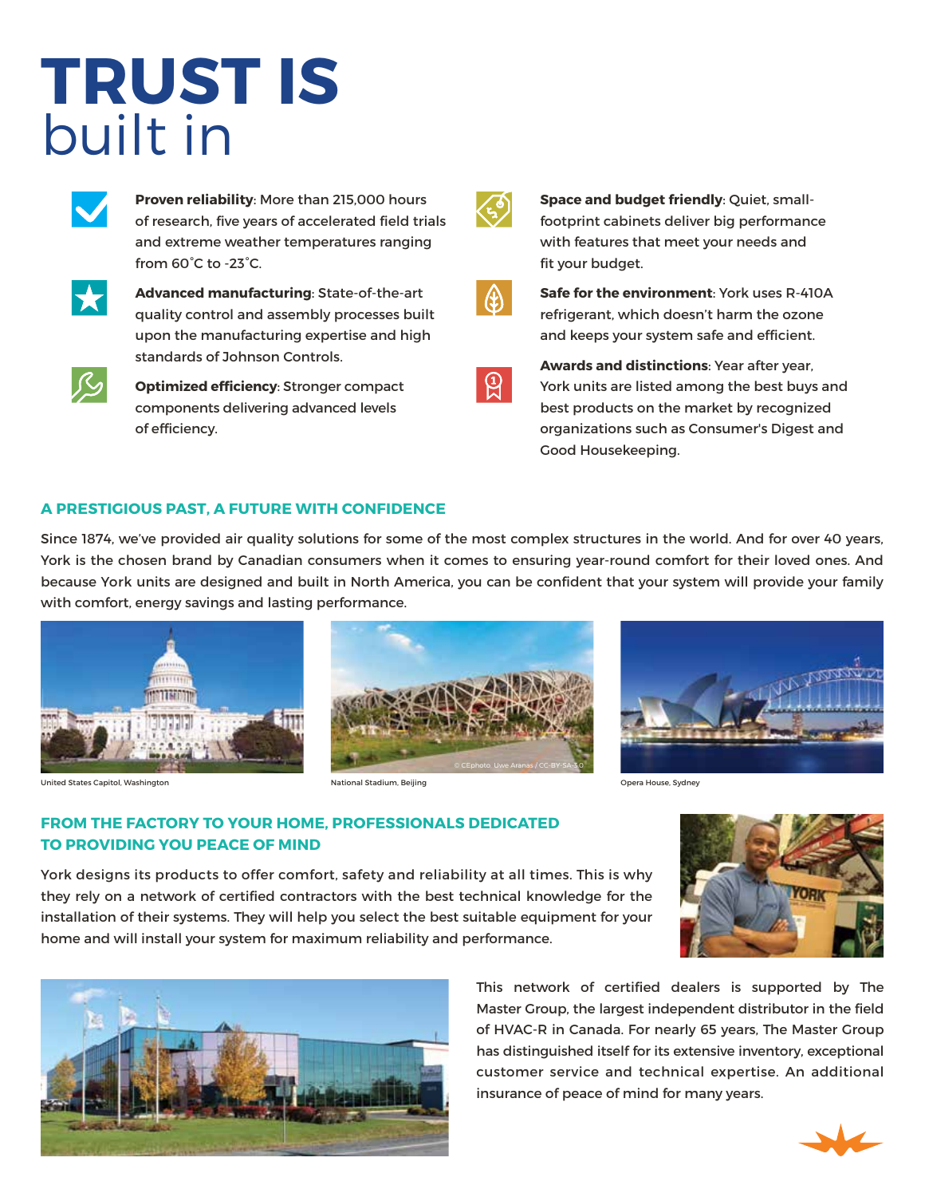# TRUST IS built in

**Proven reliability**: More than 215,000 hours of research, five years of accelerated field trials and extreme weather temperatures ranging from 60˚C to -23˚C.

**Advanced manufacturing**: State-of-the-art quality control and assembly processes built upon the manufacturing expertise and high standards of Johnson Controls.

**Optimized efficiency**: Stronger compact components delivering advanced levels of efficiency.

**Space and budget friendly**: Quiet, small-footprint cabinets deliver big performance with features that meet your needs and fit your budget.

**Safe for the environment**: York uses R-410A refrigerant, which doesn't harm the ozone and keeps your system safe and efficient.

**Awards and distinctions**: Year after year, York units are listed among the best buys and best products on the market by recognized organizations such as Consumer's Digest and Good Housekeeping.

## A PRESTIGIOUS PAST, A FUTURE WITH CONFIDENCE

Since 1874, we've provided air quality solutions for some of the most complex structures in the world. And for over 40 years, York is the chosen brand by Canadian consumers when it comes to ensuring year-round comfort for their loved ones. And because York units are designed and built in North America, you can be confident that your system will provide your family with comfort, energy savings and lasting performance.

United States Capitol, Washington

National Stadium, Beijing

© CEphoto, Uwe Aranas / CC-BY-SA-3.0

Opera House, Sydney

## FROM THE FACTORY TO YOUR HOME, PROFESSIONALS DEDICATED TO PROVIDING YOU PEACE OF MIND

York designs its products to offer comfort, safety and reliability at all times. This is why they rely on a network of certified contractors with the best technical knowledge for the installation of their systems. They will help you select the best suitable equipment for your home and will install your system for maximum reliability and performance.

This network of certified dealers is supported by The Master Group, the largest independent distributor in the field of HVAC-R in Canada. For nearly 65 years, The Master Group has distinguished itself for its extensive inventory, exceptional customer service and technical expertise. An additional insurance of peace of mind for many years.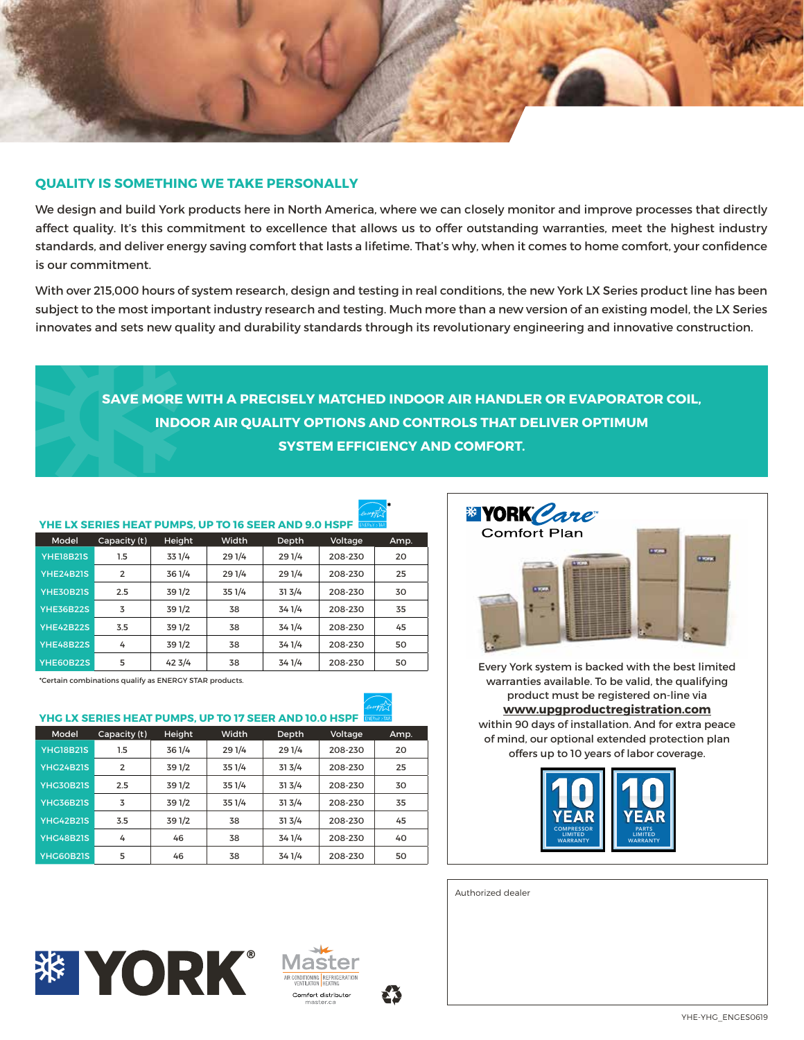## QUALITY IS SOMETHING WE TAKE PERSONALLY

We design and build York products here in North America, where we can closely monitor and improve processes that directly affect quality. It's this commitment to excellence that allows us to offer outstanding warranties, meet the highest industry standards, and deliver energy saving comfort that lasts a lifetime. That's why, when it comes to home comfort, your confidence is our commitment.

With over 215,000 hours of system research, design and testing in real conditions, the new York LX Series product line has been subject to the most important industry research and testing. Much more than a new version of an existing model, the LX Series innovates and sets new quality and durability standards through its revolutionary engineering and innovative construction.

**SAVE MORE WITH A PRECISELY MATCHED INDOOR AIR HANDLER OR EVAPORATOR COIL, INDOOR AIR QUALITY OPTIONS AND CONTROLS THAT DELIVER OPTIMUM SYSTEM EFFICIENCY AND COMFORT.**

### YHE LX SERIES HEAT PUMPS, UP TO 16 SEER AND 9.0 HSPF *

| Model | Capacity (t) | Height | Width | Depth | Voltage | Amp. |
|---|---|---|---|---|---|---|
| YHE18B21S | 1.5 | 33 1/4 | 29 1/4 | 29 1/4 | 208-230 | 20 |
| YHE24B21S | 2 | 36 1/4 | 29 1/4 | 29 1/4 | 208-230 | 25 |
| YHE30B21S | 2.5 | 39 1/2 | 35 1/4 | 31 3/4 | 208-230 | 30 |
| YHE36B22S | 3 | 39 1/2 | 38 | 34 1/4 | 208-230 | 35 |
| YHE42B22S | 3.5 | 39 1/2 | 38 | 34 1/4 | 208-230 | 45 |
| YHE48B22S | 4 | 39 1/2 | 38 | 34 1/4 | 208-230 | 50 |
| YHE60B22S | 5 | 42 3/4 | 38 | 34 1/4 | 208-230 | 50 |

*Certain combinations qualify as ENERGY STAR products.

### YHG LX SERIES HEAT PUMPS, UP TO 17 SEER AND 10.0 HSPF

| Model | Capacity (t) | Height | Width | Depth | Voltage | Amp. |
|---|---|---|---|---|---|---|
| YHG18B21S | 1.5 | 36 1/4 | 29 1/4 | 29 1/4 | 208-230 | 20 |
| YHG24B21S | 2 | 39 1/2 | 35 1/4 | 31 3/4 | 208-230 | 25 |
| YHG30B21S | 2.5 | 39 1/2 | 35 1/4 | 31 3/4 | 208-230 | 30 |
| YHG36B21S | 3 | 39 1/2 | 35 1/4 | 31 3/4 | 208-230 | 35 |
| YHG42B21S | 3.5 | 39 1/2 | 38 | 31 3/4 | 208-230 | 45 |
| YHG48B21S | 4 | 46 | 38 | 34 1/4 | 208-230 | 40 |
| YHG60B21S | 5 | 46 | 38 | 34 1/4 | 208-230 | 50 |

**YORK Care™ Comfort Plan**

Every York system is backed with the best limited warranties available. To be valid, the qualifying product must be registered on-line via **www.upgproductregistration.com** within 90 days of installation. And for extra peace of mind, our optional extended protection plan offers up to 10 years of labor coverage.

10 YEAR COMPRESSOR LIMITED WARRANTY

10 YEAR PARTS LIMITED WARRANTY

Authorized dealer

YORK®

Master — Air Conditioning | Refrigeration, Ventilation | Heating — Comfort distributor — master.ca

YHE-YHG_ENGES0619